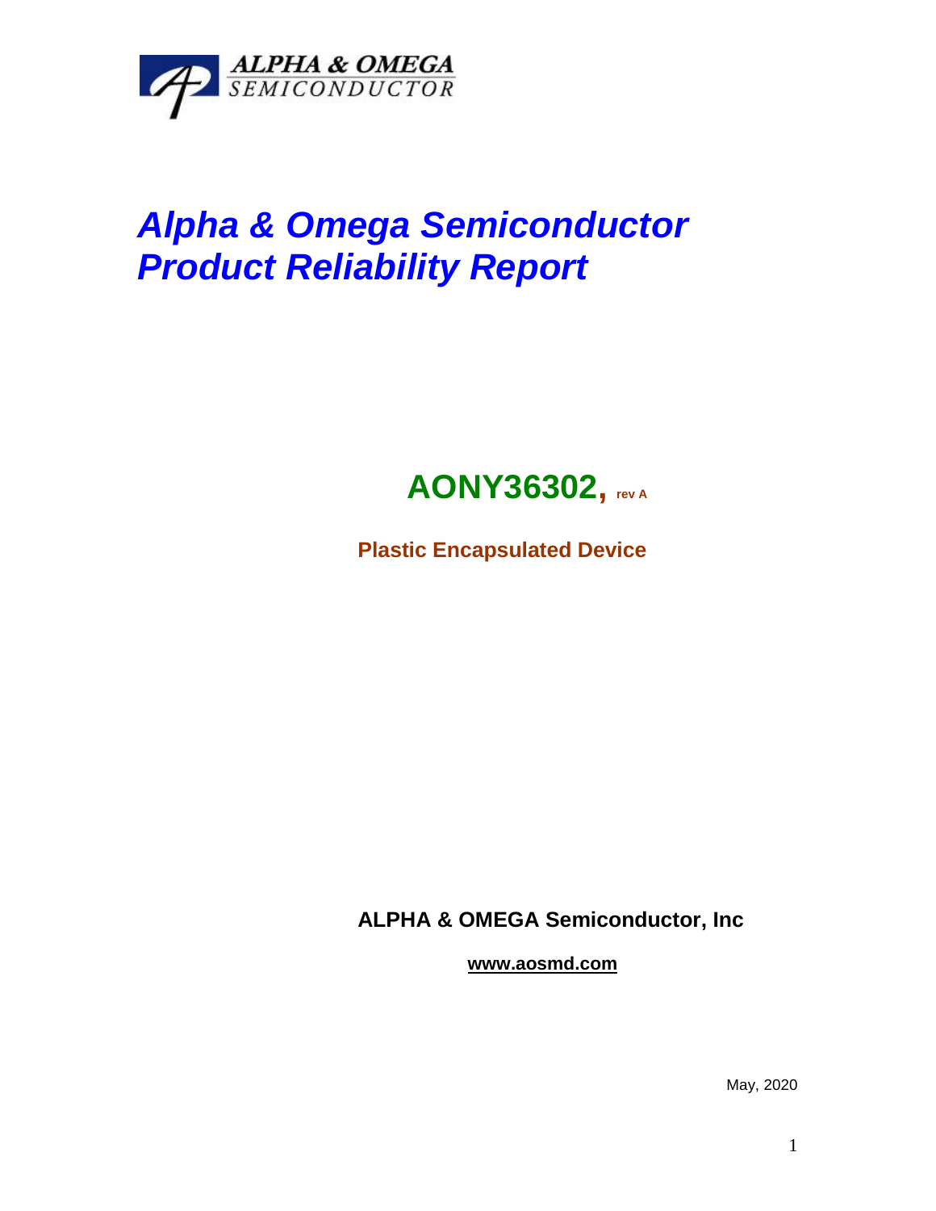ALPHA & OMEGA
SEMICONDUCTOR

# *Alpha & Omega Semiconductor Product Reliability Report*

## AONY36302, rev A

**Plastic Encapsulated Device**

**ALPHA & OMEGA Semiconductor, Inc**

**www.aosmd.com**

May, 2020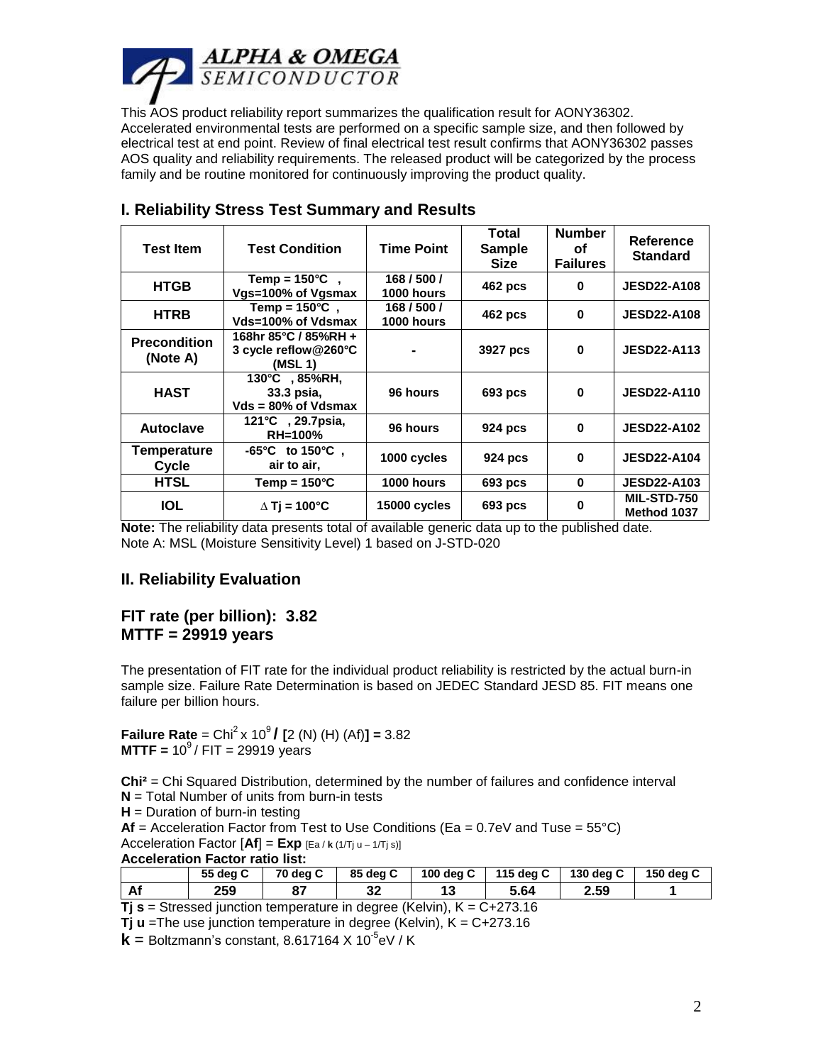This AOS product reliability report summarizes the qualification result for AONY36302. Accelerated environmental tests are performed on a specific sample size, and then followed by electrical test at end point. Review of final electrical test result confirms that AONY36302 passes AOS quality and reliability requirements. The released product will be categorized by the process family and be routine monitored for continuously improving the product quality.

## I. Reliability Stress Test Summary and Results

| Test Item | Test Condition | Time Point | Total Sample Size | Number of Failures | Reference Standard |
|---|---|---|---|---|---|
| HTGB | Temp = 150°C , Vgs=100% of Vgsmax | 168 / 500 / 1000 hours | 462 pcs | 0 | JESD22-A108 |
| HTRB | Temp = 150°C , Vds=100% of Vdsmax | 168 / 500 / 1000 hours | 462 pcs | 0 | JESD22-A108 |
| Precondition (Note A) | 168hr 85°C / 85%RH + 3 cycle reflow@260°C (MSL 1) | - | 3927 pcs | 0 | JESD22-A113 |
| HAST | 130°C , 85%RH, 33.3 psia, Vds = 80% of Vdsmax | 96 hours | 693 pcs | 0 | JESD22-A110 |
| Autoclave | 121°C , 29.7psia, RH=100% | 96 hours | 924 pcs | 0 | JESD22-A102 |
| Temperature Cycle | -65°C to 150°C , air to air, | 1000 cycles | 924 pcs | 0 | JESD22-A104 |
| HTSL | Temp = 150°C | 1000 hours | 693 pcs | 0 | JESD22-A103 |
| IOL | $\Delta$ Tj = 100°C | 15000 cycles | 693 pcs | 0 | MIL-STD-750 Method 1037 |

**Note:** The reliability data presents total of available generic data up to the published date.
Note A: MSL (Moisture Sensitivity Level) 1 based on J-STD-020

## II. Reliability Evaluation

### FIT rate (per billion): 3.82
### MTTF = 29919 years

The presentation of FIT rate for the individual product reliability is restricted by the actual burn-in sample size. Failure Rate Determination is based on JEDEC Standard JESD 85. FIT means one failure per billion hours.

**Failure Rate** = $\text{Chi}^2 \times 10^9$ **/ [**2 (N) (H) (Af)**] =** 3.82
**MTTF =** $10^9$ / FIT = 29919 years

**Chi²** = Chi Squared Distribution, determined by the number of failures and confidence interval
**N** = Total Number of units from burn-in tests
**H** = Duration of burn-in testing
**Af** = Acceleration Factor from Test to Use Conditions (Ea = 0.7eV and Tuse = 55°C)
Acceleration Factor [**Af**] = **Exp** [Ea / **k** (1/Tj u – 1/Tj s)]

**Acceleration Factor ratio list:**

| | 55 deg C | 70 deg C | 85 deg C | 100 deg C | 115 deg C | 130 deg C | 150 deg C |
|---|---|---|---|---|---|---|---|
| Af | 259 | 87 | 32 | 13 | 5.64 | 2.59 | 1 |

**Tj s** = Stressed junction temperature in degree (Kelvin), K = C+273.16
**Tj u** =The use junction temperature in degree (Kelvin), K = C+273.16
**k** = Boltzmann's constant, $8.617164 \times 10^{-5}$eV / K